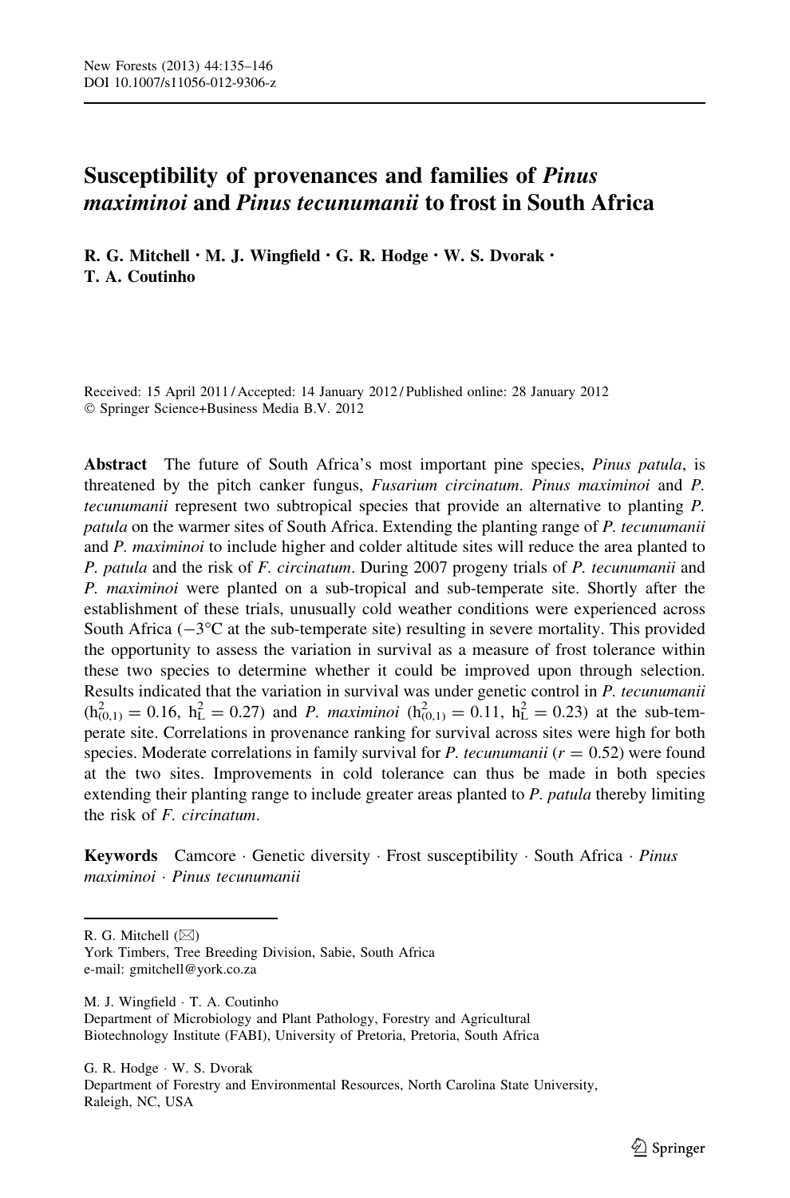# Susceptibility of provenances and families of *Pinus maximinoi* and *Pinus tecunumanii* to frost in South Africa

**R. G. Mitchell · M. J. Wingfield · G. R. Hodge · W. S. Dvorak · T. A. Coutinho**

Received: 15 April 2011 / Accepted: 14 January 2012 / Published online: 28 January 2012
© Springer Science+Business Media B.V. 2012

**Abstract** The future of South Africa's most important pine species, *Pinus patula*, is threatened by the pitch canker fungus, *Fusarium circinatum*. *Pinus maximinoi* and *P. tecunumanii* represent two subtropical species that provide an alternative to planting *P. patula* on the warmer sites of South Africa. Extending the planting range of *P. tecunumanii* and *P. maximinoi* to include higher and colder altitude sites will reduce the area planted to *P. patula* and the risk of *F. circinatum*. During 2007 progeny trials of *P. tecunumanii* and *P. maximinoi* were planted on a sub-tropical and sub-temperate site. Shortly after the establishment of these trials, unusually cold weather conditions were experienced across South Africa (−3°C at the sub-temperate site) resulting in severe mortality. This provided the opportunity to assess the variation in survival as a measure of frost tolerance within these two species to determine whether it could be improved upon through selection. Results indicated that the variation in survival was under genetic control in *P. tecunumanii* ($h^2_{(0,1)} = 0.16$, $h^2_L = 0.27$) and *P. maximinoi* ($h^2_{(0,1)} = 0.11$, $h^2_L = 0.23$) at the sub-temperate site. Correlations in provenance ranking for survival across sites were high for both species. Moderate correlations in family survival for *P. tecunumanii* ($r = 0.52$) were found at the two sites. Improvements in cold tolerance can thus be made in both species extending their planting range to include greater areas planted to *P. patula* thereby limiting the risk of *F. circinatum*.

**Keywords** Camcore · Genetic diversity · Frost susceptibility · South Africa · *Pinus maximinoi* · *Pinus tecunumanii*

---

R. G. Mitchell (✉)
York Timbers, Tree Breeding Division, Sabie, South Africa
e-mail: gmitchell@york.co.za

M. J. Wingfield · T. A. Coutinho
Department of Microbiology and Plant Pathology, Forestry and Agricultural Biotechnology Institute (FABI), University of Pretoria, Pretoria, South Africa

G. R. Hodge · W. S. Dvorak
Department of Forestry and Environmental Resources, North Carolina State University, Raleigh, NC, USA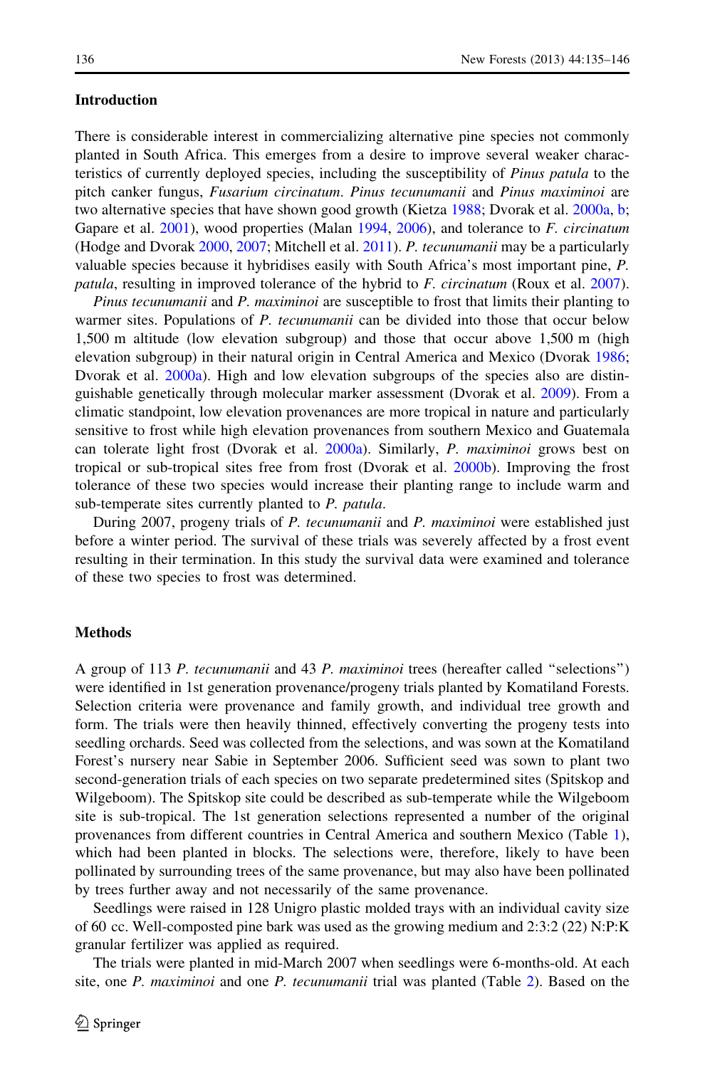## Introduction

There is considerable interest in commercializing alternative pine species not commonly planted in South Africa. This emerges from a desire to improve several weaker characteristics of currently deployed species, including the susceptibility of *Pinus patula* to the pitch canker fungus, *Fusarium circinatum*. *Pinus tecunumanii* and *Pinus maximinoi* are two alternative species that have shown good growth (Kietza 1988; Dvorak et al. 2000a, b; Gapare et al. 2001), wood properties (Malan 1994, 2006), and tolerance to *F. circinatum* (Hodge and Dvorak 2000, 2007; Mitchell et al. 2011). *P. tecunumanii* may be a particularly valuable species because it hybridises easily with South Africa's most important pine, *P. patula*, resulting in improved tolerance of the hybrid to *F. circinatum* (Roux et al. 2007).

*Pinus tecunumanii* and *P. maximinoi* are susceptible to frost that limits their planting to warmer sites. Populations of *P. tecunumanii* can be divided into those that occur below 1,500 m altitude (low elevation subgroup) and those that occur above 1,500 m (high elevation subgroup) in their natural origin in Central America and Mexico (Dvorak 1986; Dvorak et al. 2000a). High and low elevation subgroups of the species also are distinguishable genetically through molecular marker assessment (Dvorak et al. 2009). From a climatic standpoint, low elevation provenances are more tropical in nature and particularly sensitive to frost while high elevation provenances from southern Mexico and Guatemala can tolerate light frost (Dvorak et al. 2000a). Similarly, *P. maximinoi* grows best on tropical or sub-tropical sites free from frost (Dvorak et al. 2000b). Improving the frost tolerance of these two species would increase their planting range to include warm and sub-temperate sites currently planted to *P. patula*.

During 2007, progeny trials of *P. tecunumanii* and *P. maximinoi* were established just before a winter period. The survival of these trials was severely affected by a frost event resulting in their termination. In this study the survival data were examined and tolerance of these two species to frost was determined.

## Methods

A group of 113 *P. tecunumanii* and 43 *P. maximinoi* trees (hereafter called "selections") were identified in 1st generation provenance/progeny trials planted by Komatiland Forests. Selection criteria were provenance and family growth, and individual tree growth and form. The trials were then heavily thinned, effectively converting the progeny tests into seedling orchards. Seed was collected from the selections, and was sown at the Komatiland Forest's nursery near Sabie in September 2006. Sufficient seed was sown to plant two second-generation trials of each species on two separate predetermined sites (Spitskop and Wilgeboom). The Spitskop site could be described as sub-temperate while the Wilgeboom site is sub-tropical. The 1st generation selections represented a number of the original provenances from different countries in Central America and southern Mexico (Table 1), which had been planted in blocks. The selections were, therefore, likely to have been pollinated by surrounding trees of the same provenance, but may also have been pollinated by trees further away and not necessarily of the same provenance.

Seedlings were raised in 128 Unigro plastic molded trays with an individual cavity size of 60 cc. Well-composted pine bark was used as the growing medium and 2:3:2 (22) N:P:K granular fertilizer was applied as required.

The trials were planted in mid-March 2007 when seedlings were 6-months-old. At each site, one *P. maximinoi* and one *P. tecunumanii* trial was planted (Table 2). Based on the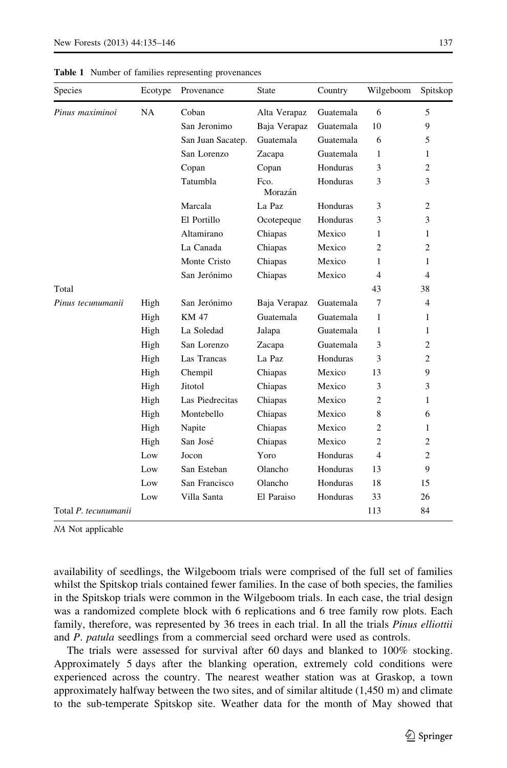**Table 1** Number of families representing provenances

| Species | Ecotype | Provenance | State | Country | Wilgeboom | Spitskop |
|---|---|---|---|---|---|---|
| *Pinus maximinoi* | NA | Coban | Alta Verapaz | Guatemala | 6 | 5 |
| | | San Jeronimo | Baja Verapaz | Guatemala | 10 | 9 |
| | | San Juan Sacatep. | Guatemala | Guatemala | 6 | 5 |
| | | San Lorenzo | Zacapa | Guatemala | 1 | 1 |
| | | Copan | Copan | Honduras | 3 | 2 |
| | | Tatumbla | Fco. Morazán | Honduras | 3 | 3 |
| | | Marcala | La Paz | Honduras | 3 | 2 |
| | | El Portillo | Ocotepeque | Honduras | 3 | 3 |
| | | Altamirano | Chiapas | Mexico | 1 | 1 |
| | | La Canada | Chiapas | Mexico | 2 | 2 |
| | | Monte Cristo | Chiapas | Mexico | 1 | 1 |
| | | San Jerónimo | Chiapas | Mexico | 4 | 4 |
| Total | | | | | 43 | 38 |
| *Pinus tecunumanii* | High | San Jerónimo | Baja Verapaz | Guatemala | 7 | 4 |
| | High | KM 47 | Guatemala | Guatemala | 1 | 1 |
| | High | La Soledad | Jalapa | Guatemala | 1 | 1 |
| | High | San Lorenzo | Zacapa | Guatemala | 3 | 2 |
| | High | Las Trancas | La Paz | Honduras | 3 | 2 |
| | High | Chempil | Chiapas | Mexico | 13 | 9 |
| | High | Jitotol | Chiapas | Mexico | 3 | 3 |
| | High | Las Piedrecitas | Chiapas | Mexico | 2 | 1 |
| | High | Montebello | Chiapas | Mexico | 8 | 6 |
| | High | Napite | Chiapas | Mexico | 2 | 1 |
| | High | San José | Chiapas | Mexico | 2 | 2 |
| | Low | Jocon | Yoro | Honduras | 4 | 2 |
| | Low | San Esteban | Olancho | Honduras | 13 | 9 |
| | Low | San Francisco | Olancho | Honduras | 18 | 15 |
| | Low | Villa Santa | El Paraiso | Honduras | 33 | 26 |
| Total *P. tecunumanii* | | | | | 113 | 84 |

*NA* Not applicable

availability of seedlings, the Wilgeboom trials were comprised of the full set of families whilst the Spitskop trials contained fewer families. In the case of both species, the families in the Spitskop trials were common in the Wilgeboom trials. In each case, the trial design was a randomized complete block with 6 replications and 6 tree family row plots. Each family, therefore, was represented by 36 trees in each trial. In all the trials *Pinus elliottii* and *P. patula* seedlings from a commercial seed orchard were used as controls.

The trials were assessed for survival after 60 days and blanked to 100% stocking. Approximately 5 days after the blanking operation, extremely cold conditions were experienced across the country. The nearest weather station was at Graskop, a town approximately halfway between the two sites, and of similar altitude (1,450 m) and climate to the sub-temperate Spitskop site. Weather data for the month of May showed that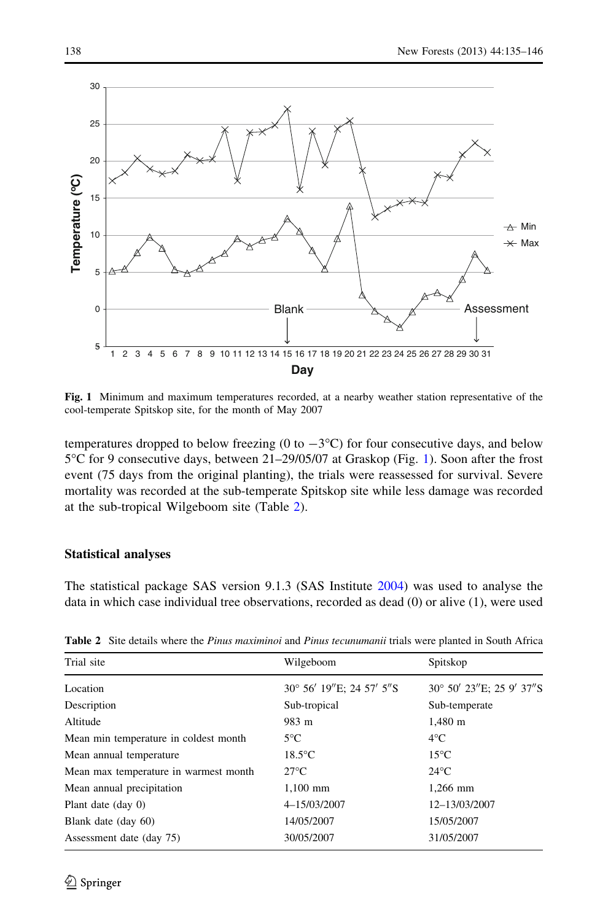**Fig. 1** Minimum and maximum temperatures recorded, at a nearby weather station representative of the cool-temperate Spitskop site, for the month of May 2007

temperatures dropped to below freezing (0 to −3°C) for four consecutive days, and below 5°C for 9 consecutive days, between 21–29/05/07 at Graskop (Fig. 1). Soon after the frost event (75 days from the original planting), the trials were reassessed for survival. Severe mortality was recorded at the sub-temperate Spitskop site while less damage was recorded at the sub-tropical Wilgeboom site (Table 2).

### Statistical analyses

The statistical package SAS version 9.1.3 (SAS Institute 2004) was used to analyse the data in which case individual tree observations, recorded as dead (0) or alive (1), were used

**Table 2** Site details where the *Pinus maximinoi* and *Pinus tecunumanii* trials were planted in South Africa

| Trial site | Wilgeboom | Spitskop |
|---|---|---|
| Location | 30° 56′ 19″E; 24 57′ 5″S | 30° 50′ 23″E; 25 9′ 37″S |
| Description | Sub-tropical | Sub-temperate |
| Altitude | 983 m | 1,480 m |
| Mean min temperature in coldest month | 5°C | 4°C |
| Mean annual temperature | 18.5°C | 15°C |
| Mean max temperature in warmest month | 27°C | 24°C |
| Mean annual precipitation | 1,100 mm | 1,266 mm |
| Plant date (day 0) | 4–15/03/2007 | 12–13/03/2007 |
| Blank date (day 60) | 14/05/2007 | 15/05/2007 |
| Assessment date (day 75) | 30/05/2007 | 31/05/2007 |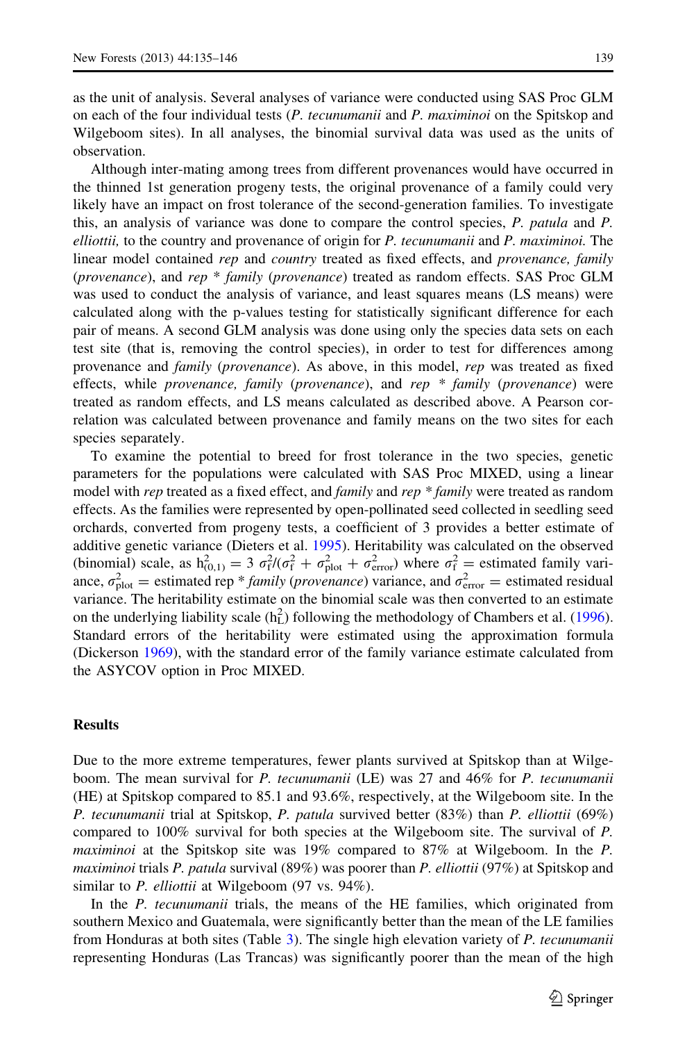as the unit of analysis. Several analyses of variance were conducted using SAS Proc GLM on each of the four individual tests (*P. tecunumanii* and *P. maximinoi* on the Spitskop and Wilgeboom sites). In all analyses, the binomial survival data was used as the units of observation.

Although inter-mating among trees from different provenances would have occurred in the thinned 1st generation progeny tests, the original provenance of a family could very likely have an impact on frost tolerance of the second-generation families. To investigate this, an analysis of variance was done to compare the control species, *P. patula* and *P. elliottii,* to the country and provenance of origin for *P. tecunumanii* and *P. maximinoi.* The linear model contained *rep* and *country* treated as fixed effects, and *provenance, family* (*provenance*), and *rep* * *family* (*provenance*) treated as random effects. SAS Proc GLM was used to conduct the analysis of variance, and least squares means (LS means) were calculated along with the p-values testing for statistically significant difference for each pair of means. A second GLM analysis was done using only the species data sets on each test site (that is, removing the control species), in order to test for differences among provenance and *family* (*provenance*). As above, in this model, *rep* was treated as fixed effects, while *provenance, family* (*provenance*), and *rep* * *family* (*provenance*) were treated as random effects, and LS means calculated as described above. A Pearson correlation was calculated between provenance and family means on the two sites for each species separately.

To examine the potential to breed for frost tolerance in the two species, genetic parameters for the populations were calculated with SAS Proc MIXED, using a linear model with *rep* treated as a fixed effect, and *family* and *rep* * *family* were treated as random effects. As the families were represented by open-pollinated seed collected in seedling seed orchards, converted from progeny tests, a coefficient of 3 provides a better estimate of additive genetic variance (Dieters et al. 1995). Heritability was calculated on the observed (binomial) scale, as $h^2_{(0,1)} = 3\ \sigma^2_f/(\sigma^2_f + \sigma^2_{plot} + \sigma^2_{error})$ where $\sigma^2_f$ = estimated family variance, $\sigma^2_{plot}$ = estimated rep * *family* (*provenance*) variance, and $\sigma^2_{error}$ = estimated residual variance. The heritability estimate on the binomial scale was then converted to an estimate on the underlying liability scale ($h^2_L$) following the methodology of Chambers et al. (1996). Standard errors of the heritability were estimated using the approximation formula (Dickerson 1969), with the standard error of the family variance estimate calculated from the ASYCOV option in Proc MIXED.

## Results

Due to the more extreme temperatures, fewer plants survived at Spitskop than at Wilgeboom. The mean survival for *P. tecunumanii* (LE) was 27 and 46% for *P. tecunumanii* (HE) at Spitskop compared to 85.1 and 93.6%, respectively, at the Wilgeboom site. In the *P. tecunumanii* trial at Spitskop, *P. patula* survived better (83%) than *P. elliottii* (69%) compared to 100% survival for both species at the Wilgeboom site. The survival of *P. maximinoi* at the Spitskop site was 19% compared to 87% at Wilgeboom. In the *P. maximinoi* trials *P. patula* survival (89%) was poorer than *P. elliottii* (97%) at Spitskop and similar to *P. elliottii* at Wilgeboom (97 vs. 94%).

In the *P. tecunumanii* trials, the means of the HE families, which originated from southern Mexico and Guatemala, were significantly better than the mean of the LE families from Honduras at both sites (Table 3). The single high elevation variety of *P. tecunumanii* representing Honduras (Las Trancas) was significantly poorer than the mean of the high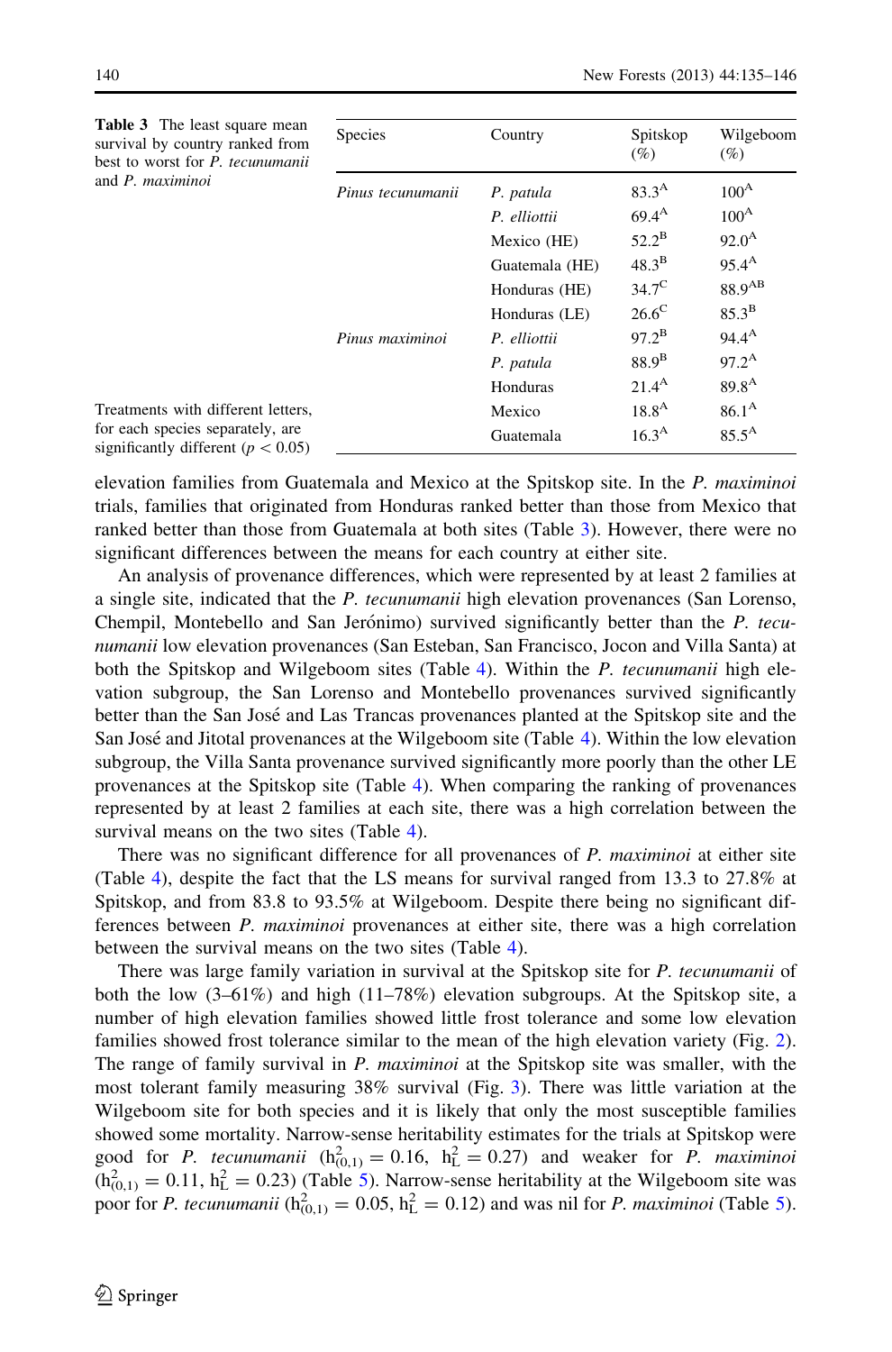**Table 3** The least square mean survival by country ranked from best to worst for *P. tecunumanii* and *P. maximinoi*

| Species | Country | Spitskop (%) | Wilgeboom (%) |
|---|---|---|---|
| *Pinus tecunumanii* | *P. patula* | $83.3^{A}$ | $100^{A}$ |
| | *P. elliottii* | $69.4^{A}$ | $100^{A}$ |
| | Mexico (HE) | $52.2^{B}$ | $92.0^{A}$ |
| | Guatemala (HE) | $48.3^{B}$ | $95.4^{A}$ |
| | Honduras (HE) | $34.7^{C}$ | $88.9^{AB}$ |
| | Honduras (LE) | $26.6^{C}$ | $85.3^{B}$ |
| *Pinus maximinoi* | *P. elliottii* | $97.2^{B}$ | $94.4^{A}$ |
| | *P. patula* | $88.9^{B}$ | $97.2^{A}$ |
| | Honduras | $21.4^{A}$ | $89.8^{A}$ |
| | Mexico | $18.8^{A}$ | $86.1^{A}$ |
| | Guatemala | $16.3^{A}$ | $85.5^{A}$ |

Treatments with different letters, for each species separately, are significantly different ($p < 0.05$)

elevation families from Guatemala and Mexico at the Spitskop site. In the *P. maximinoi* trials, families that originated from Honduras ranked better than those from Mexico that ranked better than those from Guatemala at both sites (Table 3). However, there were no significant differences between the means for each country at either site.

An analysis of provenance differences, which were represented by at least 2 families at a single site, indicated that the *P. tecunumanii* high elevation provenances (San Lorenso, Chempil, Montebello and San Jerónimo) survived significantly better than the *P. tecunumanii* low elevation provenances (San Esteban, San Francisco, Jocon and Villa Santa) at both the Spitskop and Wilgeboom sites (Table 4). Within the *P. tecunumanii* high elevation subgroup, the San Lorenso and Montebello provenances survived significantly better than the San José and Las Trancas provenances planted at the Spitskop site and the San José and Jitotal provenances at the Wilgeboom site (Table 4). Within the low elevation subgroup, the Villa Santa provenance survived significantly more poorly than the other LE provenances at the Spitskop site (Table 4). When comparing the ranking of provenances represented by at least 2 families at each site, there was a high correlation between the survival means on the two sites (Table 4).

There was no significant difference for all provenances of *P. maximinoi* at either site (Table 4), despite the fact that the LS means for survival ranged from 13.3 to 27.8% at Spitskop, and from 83.8 to 93.5% at Wilgeboom. Despite there being no significant differences between *P. maximinoi* provenances at either site, there was a high correlation between the survival means on the two sites (Table 4).

There was large family variation in survival at the Spitskop site for *P. tecunumanii* of both the low (3–61%) and high (11–78%) elevation subgroups. At the Spitskop site, a number of high elevation families showed little frost tolerance and some low elevation families showed frost tolerance similar to the mean of the high elevation variety (Fig. 2). The range of family survival in *P. maximinoi* at the Spitskop site was smaller, with the most tolerant family measuring 38% survival (Fig. 3). There was little variation at the Wilgeboom site for both species and it is likely that only the most susceptible families showed some mortality. Narrow-sense heritability estimates for the trials at Spitskop were good for *P. tecunumanii* ($h^2_{(0,1)} = 0.16$, $h^2_L = 0.27$) and weaker for *P. maximinoi* ($h^2_{(0,1)} = 0.11$, $h^2_L = 0.23$) (Table 5). Narrow-sense heritability at the Wilgeboom site was poor for *P. tecunumanii* ($h^2_{(0,1)} = 0.05$, $h^2_L = 0.12$) and was nil for *P. maximinoi* (Table 5).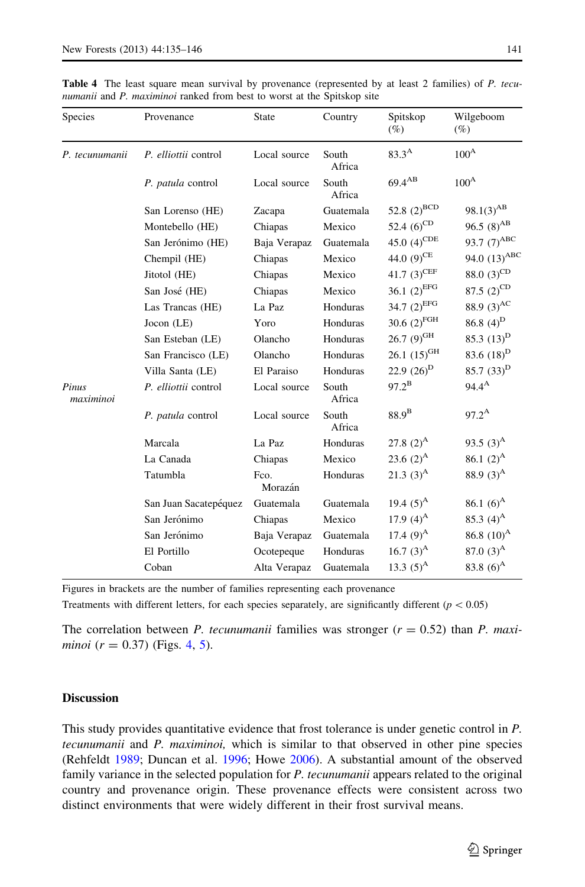**Table 4** The least square mean survival by provenance (represented by at least 2 families) of *P. tecunumanii* and *P. maximinoi* ranked from best to worst at the Spitskop site

| Species | Provenance | State | Country | Spitskop (%) | Wilgeboom (%) |
|---|---|---|---|---|---|
| *P. tecunumanii* | *P. elliottii* control | Local source | South Africa | 83.3$^{A}$ | 100$^{A}$ |
| | *P. patula* control | Local source | South Africa | 69.4$^{AB}$ | 100$^{A}$ |
| | San Lorenso (HE) | Zacapa | Guatemala | 52.8 (2)$^{BCD}$ | 98.1(3)$^{AB}$ |
| | Montebello (HE) | Chiapas | Mexico | 52.4 (6)$^{CD}$ | 96.5 (8)$^{AB}$ |
| | San Jerónimo (HE) | Baja Verapaz | Guatemala | 45.0 (4)$^{CDE}$ | 93.7 (7)$^{ABC}$ |
| | Chempil (HE) | Chiapas | Mexico | 44.0 (9)$^{CE}$ | 94.0 (13)$^{ABC}$ |
| | Jitotol (HE) | Chiapas | Mexico | 41.7 (3)$^{CEF}$ | 88.0 (3)$^{CD}$ |
| | San José (HE) | Chiapas | Mexico | 36.1 (2)$^{EFG}$ | 87.5 (2)$^{CD}$ |
| | Las Trancas (HE) | La Paz | Honduras | 34.7 (2)$^{EFG}$ | 88.9 (3)$^{AC}$ |
| | Jocon (LE) | Yoro | Honduras | 30.6 (2)$^{FGH}$ | 86.8 (4)$^{D}$ |
| | San Esteban (LE) | Olancho | Honduras | 26.7 (9)$^{GH}$ | 85.3 (13)$^{D}$ |
| | San Francisco (LE) | Olancho | Honduras | 26.1 (15)$^{GH}$ | 83.6 (18)$^{D}$ |
| | Villa Santa (LE) | El Paraiso | Honduras | 22.9 (26)$^{D}$ | 85.7 (33)$^{D}$ |
| *Pinus maximinoi* | *P. elliottii* control | Local source | South Africa | 97.2$^{B}$ | 94.4$^{A}$ |
| | *P. patula* control | Local source | South Africa | 88.9$^{B}$ | 97.2$^{A}$ |
| | Marcala | La Paz | Honduras | 27.8 (2)$^{A}$ | 93.5 (3)$^{A}$ |
| | La Canada | Chiapas | Mexico | 23.6 (2)$^{A}$ | 86.1 (2)$^{A}$ |
| | Tatumbla | Fco. Morazán | Honduras | 21.3 (3)$^{A}$ | 88.9 (3)$^{A}$ |
| | San Juan Sacatepéquez | Guatemala | Guatemala | 19.4 (5)$^{A}$ | 86.1 (6)$^{A}$ |
| | San Jerónimo | Chiapas | Mexico | 17.9 (4)$^{A}$ | 85.3 (4)$^{A}$ |
| | San Jerónimo | Baja Verapaz | Guatemala | 17.4 (9)$^{A}$ | 86.8 (10)$^{A}$ |
| | El Portillo | Ocotepeque | Honduras | 16.7 (3)$^{A}$ | 87.0 (3)$^{A}$ |
| | Coban | Alta Verapaz | Guatemala | 13.3 (5)$^{A}$ | 83.8 (6)$^{A}$ |

Figures in brackets are the number of families representing each provenance

Treatments with different letters, for each species separately, are significantly different ($p < 0.05$)

The correlation between *P. tecunumanii* families was stronger ($r = 0.52$) than *P. maximinoi* ($r = 0.37$) (Figs. 4, 5).

## Discussion

This study provides quantitative evidence that frost tolerance is under genetic control in *P. tecunumanii* and *P. maximinoi,* which is similar to that observed in other pine species (Rehfeldt 1989; Duncan et al. 1996; Howe 2006). A substantial amount of the observed family variance in the selected population for *P. tecunumanii* appears related to the original country and provenance origin. These provenance effects were consistent across two distinct environments that were widely different in their frost survival means.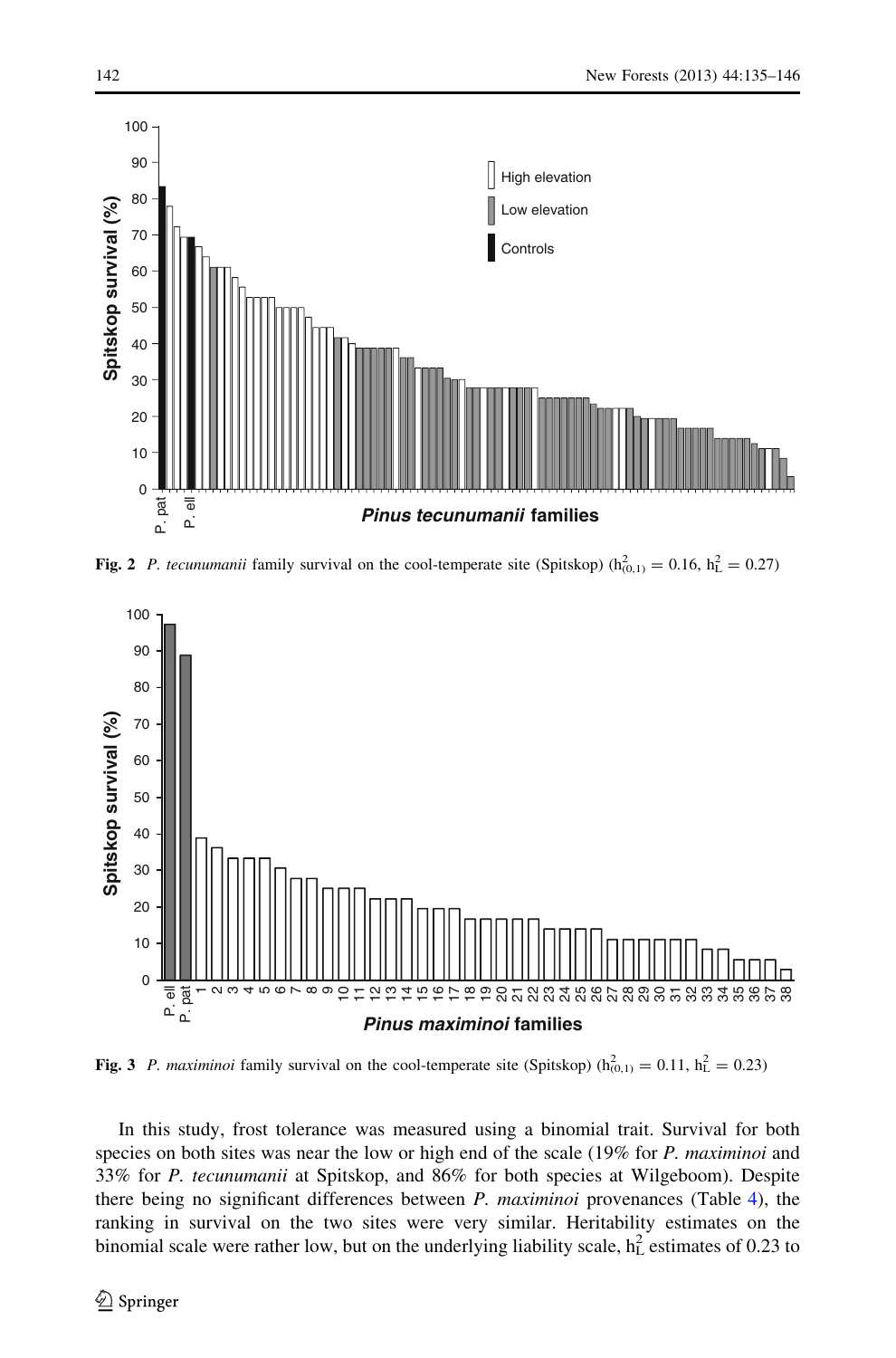**Fig. 2** *P. tecunumanii* family survival on the cool-temperate site (Spitskop) ($h^2_{(0,1)} = 0.16$, $h^2_L = 0.27$)

**Fig. 3** *P. maximinoi* family survival on the cool-temperate site (Spitskop) ($h^2_{(0,1)} = 0.11$, $h^2_L = 0.23$)

In this study, frost tolerance was measured using a binomial trait. Survival for both species on both sites was near the low or high end of the scale (19% for *P. maximinoi* and 33% for *P. tecunumanii* at Spitskop, and 86% for both species at Wilgeboom). Despite there being no significant differences between *P. maximinoi* provenances (Table 4), the ranking in survival on the two sites were very similar. Heritability estimates on the binomial scale were rather low, but on the underlying liability scale, $h^2_L$ estimates of 0.23 to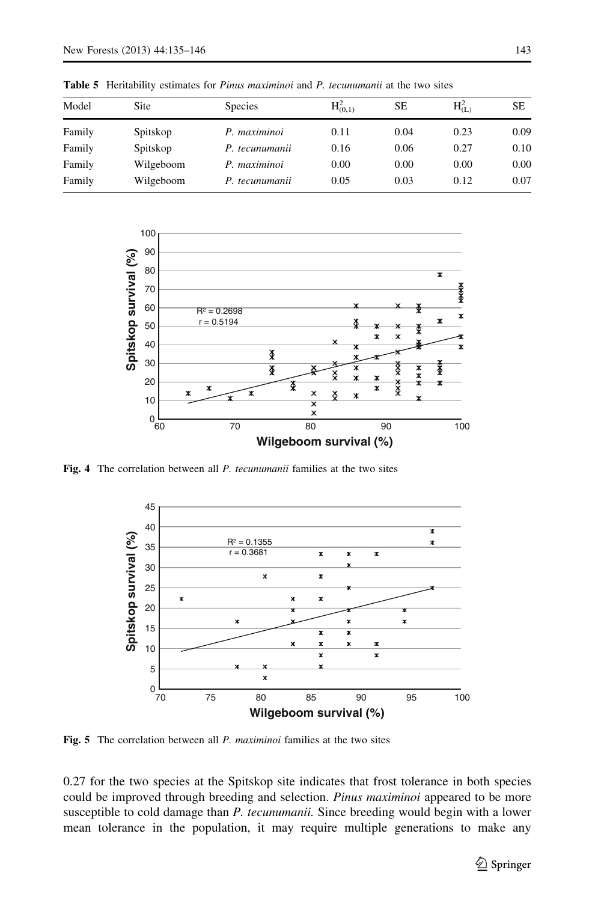**Table 5** Heritability estimates for *Pinus maximinoi* and *P. tecunumanii* at the two sites

| Model | Site | Species | $H^2_{(0,1)}$ | SE | $H^2_{(L)}$ | SE |
|---|---|---|---|---|---|---|
| Family | Spitskop | *P. maximinoi* | 0.11 | 0.04 | 0.23 | 0.09 |
| Family | Spitskop | *P. tecunumanii* | 0.16 | 0.06 | 0.27 | 0.10 |
| Family | Wilgeboom | *P. maximinoi* | 0.00 | 0.00 | 0.00 | 0.00 |
| Family | Wilgeboom | *P. tecunumanii* | 0.05 | 0.03 | 0.12 | 0.07 |

**Fig. 4** The correlation between all *P. tecunumanii* families at the two sites

**Fig. 5** The correlation between all *P. maximinoi* families at the two sites

0.27 for the two species at the Spitskop site indicates that frost tolerance in both species could be improved through breeding and selection. *Pinus maximinoi* appeared to be more susceptible to cold damage than *P. tecunumanii*. Since breeding would begin with a lower mean tolerance in the population, it may require multiple generations to make any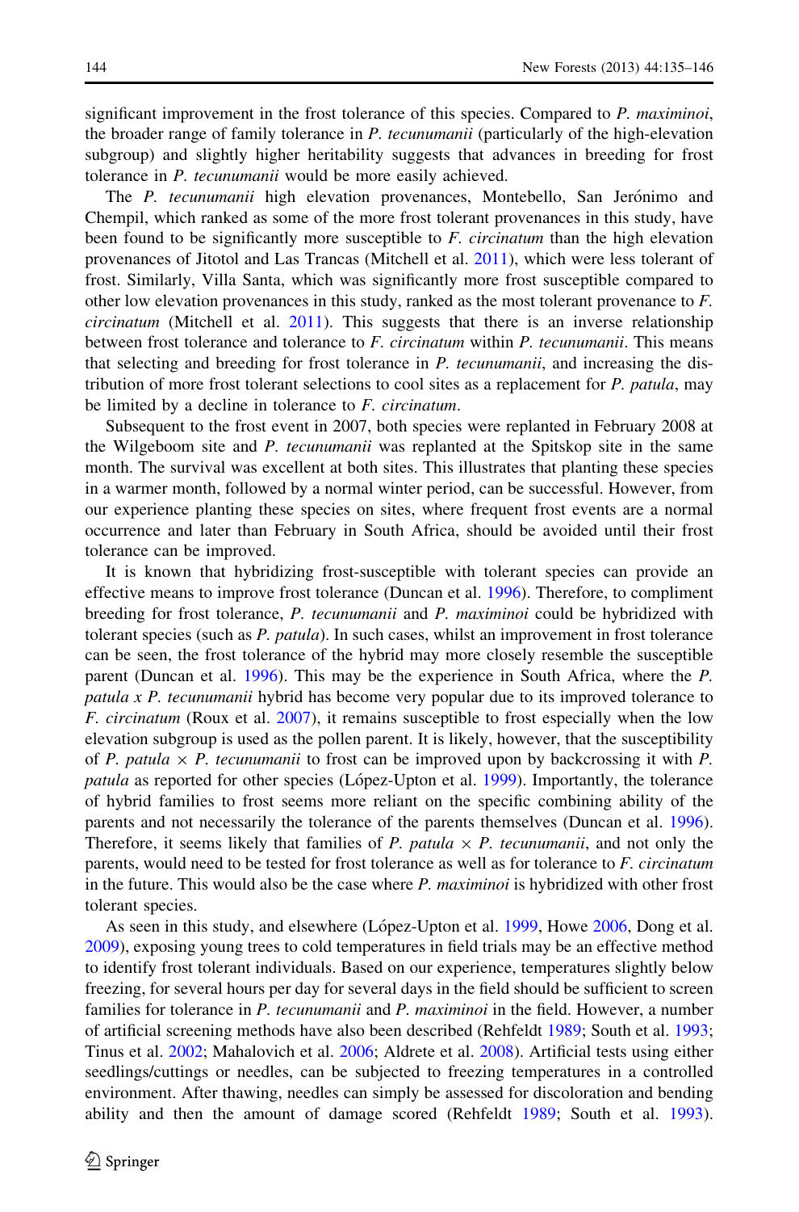significant improvement in the frost tolerance of this species. Compared to *P. maximinoi*, the broader range of family tolerance in *P. tecunumanii* (particularly of the high-elevation subgroup) and slightly higher heritability suggests that advances in breeding for frost tolerance in *P. tecunumanii* would be more easily achieved.

The *P. tecunumanii* high elevation provenances, Montebello, San Jerónimo and Chempil, which ranked as some of the more frost tolerant provenances in this study, have been found to be significantly more susceptible to *F. circinatum* than the high elevation provenances of Jitotol and Las Trancas (Mitchell et al. 2011), which were less tolerant of frost. Similarly, Villa Santa, which was significantly more frost susceptible compared to other low elevation provenances in this study, ranked as the most tolerant provenance to *F. circinatum* (Mitchell et al. 2011). This suggests that there is an inverse relationship between frost tolerance and tolerance to *F. circinatum* within *P. tecunumanii*. This means that selecting and breeding for frost tolerance in *P. tecunumanii*, and increasing the distribution of more frost tolerant selections to cool sites as a replacement for *P. patula*, may be limited by a decline in tolerance to *F. circinatum*.

Subsequent to the frost event in 2007, both species were replanted in February 2008 at the Wilgeboom site and *P. tecunumanii* was replanted at the Spitskop site in the same month. The survival was excellent at both sites. This illustrates that planting these species in a warmer month, followed by a normal winter period, can be successful. However, from our experience planting these species on sites, where frequent frost events are a normal occurrence and later than February in South Africa, should be avoided until their frost tolerance can be improved.

It is known that hybridizing frost-susceptible with tolerant species can provide an effective means to improve frost tolerance (Duncan et al. 1996). Therefore, to compliment breeding for frost tolerance, *P. tecunumanii* and *P. maximinoi* could be hybridized with tolerant species (such as *P. patula*). In such cases, whilst an improvement in frost tolerance can be seen, the frost tolerance of the hybrid may more closely resemble the susceptible parent (Duncan et al. 1996). This may be the experience in South Africa, where the *P. patula x P. tecunumanii* hybrid has become very popular due to its improved tolerance to *F. circinatum* (Roux et al. 2007), it remains susceptible to frost especially when the low elevation subgroup is used as the pollen parent. It is likely, however, that the susceptibility of *P. patula* × *P. tecunumanii* to frost can be improved upon by backcrossing it with *P. patula* as reported for other species (López-Upton et al. 1999). Importantly, the tolerance of hybrid families to frost seems more reliant on the specific combining ability of the parents and not necessarily the tolerance of the parents themselves (Duncan et al. 1996). Therefore, it seems likely that families of *P. patula* × *P. tecunumanii*, and not only the parents, would need to be tested for frost tolerance as well as for tolerance to *F. circinatum* in the future. This would also be the case where *P. maximinoi* is hybridized with other frost tolerant species.

As seen in this study, and elsewhere (López-Upton et al. 1999, Howe 2006, Dong et al. 2009), exposing young trees to cold temperatures in field trials may be an effective method to identify frost tolerant individuals. Based on our experience, temperatures slightly below freezing, for several hours per day for several days in the field should be sufficient to screen families for tolerance in *P. tecunumanii* and *P. maximinoi* in the field. However, a number of artificial screening methods have also been described (Rehfeldt 1989; South et al. 1993; Tinus et al. 2002; Mahalovich et al. 2006; Aldrete et al. 2008). Artificial tests using either seedlings/cuttings or needles, can be subjected to freezing temperatures in a controlled environment. After thawing, needles can simply be assessed for discoloration and bending ability and then the amount of damage scored (Rehfeldt 1989; South et al. 1993).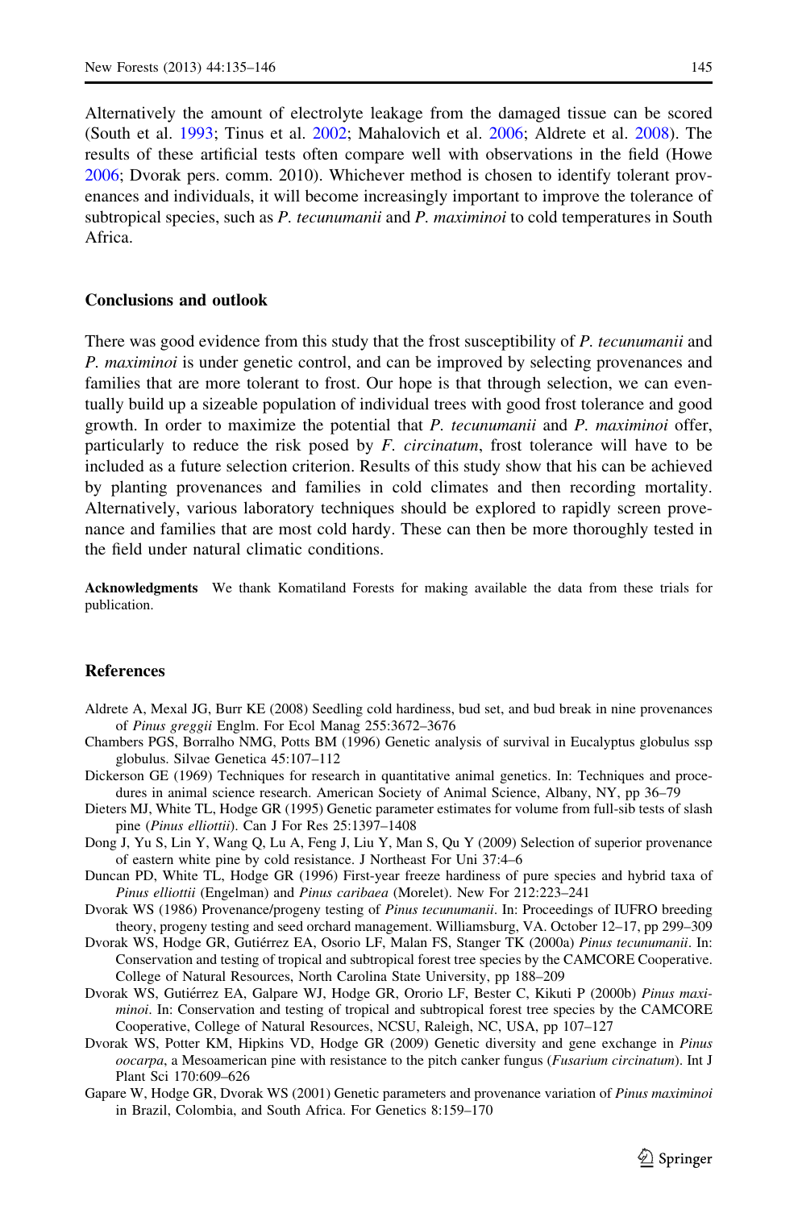Alternatively the amount of electrolyte leakage from the damaged tissue can be scored (South et al. 1993; Tinus et al. 2002; Mahalovich et al. 2006; Aldrete et al. 2008). The results of these artificial tests often compare well with observations in the field (Howe 2006; Dvorak pers. comm. 2010). Whichever method is chosen to identify tolerant provenances and individuals, it will become increasingly important to improve the tolerance of subtropical species, such as *P. tecunumanii* and *P. maximinoi* to cold temperatures in South Africa.

## Conclusions and outlook

There was good evidence from this study that the frost susceptibility of *P. tecunumanii* and *P. maximinoi* is under genetic control, and can be improved by selecting provenances and families that are more tolerant to frost. Our hope is that through selection, we can eventually build up a sizeable population of individual trees with good frost tolerance and good growth. In order to maximize the potential that *P. tecunumanii* and *P. maximinoi* offer, particularly to reduce the risk posed by *F. circinatum*, frost tolerance will have to be included as a future selection criterion. Results of this study show that his can be achieved by planting provenances and families in cold climates and then recording mortality. Alternatively, various laboratory techniques should be explored to rapidly screen provenance and families that are most cold hardy. These can then be more thoroughly tested in the field under natural climatic conditions.

**Acknowledgments** We thank Komatiland Forests for making available the data from these trials for publication.

## References

Aldrete A, Mexal JG, Burr KE (2008) Seedling cold hardiness, bud set, and bud break in nine provenances of *Pinus greggii* Englm. For Ecol Manag 255:3672–3676

Chambers PGS, Borralho NMG, Potts BM (1996) Genetic analysis of survival in Eucalyptus globulus ssp globulus. Silvae Genetica 45:107–112

Dickerson GE (1969) Techniques for research in quantitative animal genetics. In: Techniques and procedures in animal science research. American Society of Animal Science, Albany, NY, pp 36–79

Dieters MJ, White TL, Hodge GR (1995) Genetic parameter estimates for volume from full-sib tests of slash pine (*Pinus elliottii*). Can J For Res 25:1397–1408

Dong J, Yu S, Lin Y, Wang Q, Lu A, Feng J, Liu Y, Man S, Qu Y (2009) Selection of superior provenance of eastern white pine by cold resistance. J Northeast For Uni 37:4–6

Duncan PD, White TL, Hodge GR (1996) First-year freeze hardiness of pure species and hybrid taxa of *Pinus elliottii* (Engelman) and *Pinus caribaea* (Morelet). New For 212:223–241

Dvorak WS (1986) Provenance/progeny testing of *Pinus tecunumanii*. In: Proceedings of IUFRO breeding theory, progeny testing and seed orchard management. Williamsburg, VA. October 12–17, pp 299–309

Dvorak WS, Hodge GR, Gutiérrez EA, Osorio LF, Malan FS, Stanger TK (2000a) *Pinus tecunumanii*. In: Conservation and testing of tropical and subtropical forest tree species by the CAMCORE Cooperative. College of Natural Resources, North Carolina State University, pp 188–209

Dvorak WS, Gutiérrez EA, Galpare WJ, Hodge GR, Ororio LF, Bester C, Kikuti P (2000b) *Pinus maximinoi*. In: Conservation and testing of tropical and subtropical forest tree species by the CAMCORE Cooperative, College of Natural Resources, NCSU, Raleigh, NC, USA, pp 107–127

Dvorak WS, Potter KM, Hipkins VD, Hodge GR (2009) Genetic diversity and gene exchange in *Pinus oocarpa*, a Mesoamerican pine with resistance to the pitch canker fungus (*Fusarium circinatum*). Int J Plant Sci 170:609–626

Gapare W, Hodge GR, Dvorak WS (2001) Genetic parameters and provenance variation of *Pinus maximinoi* in Brazil, Colombia, and South Africa. For Genetics 8:159–170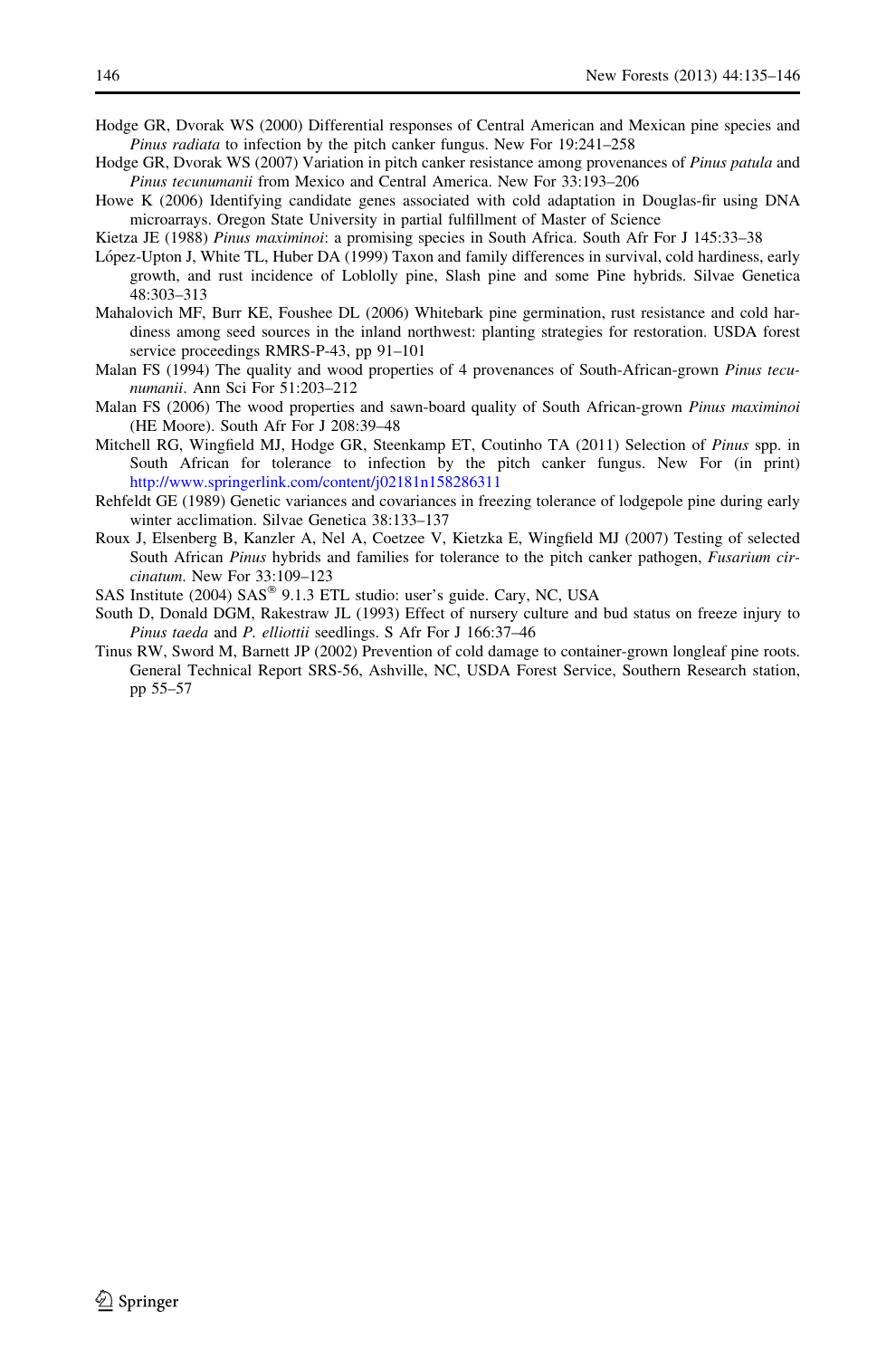Hodge GR, Dvorak WS (2000) Differential responses of Central American and Mexican pine species and *Pinus radiata* to infection by the pitch canker fungus. New For 19:241–258

Hodge GR, Dvorak WS (2007) Variation in pitch canker resistance among provenances of *Pinus patula* and *Pinus tecunumanii* from Mexico and Central America. New For 33:193–206

Howe K (2006) Identifying candidate genes associated with cold adaptation in Douglas-fir using DNA microarrays. Oregon State University in partial fulfillment of Master of Science

Kietza JE (1988) *Pinus maximinoi*: a promising species in South Africa. South Afr For J 145:33–38

López-Upton J, White TL, Huber DA (1999) Taxon and family differences in survival, cold hardiness, early growth, and rust incidence of Loblolly pine, Slash pine and some Pine hybrids. Silvae Genetica 48:303–313

Mahalovich MF, Burr KE, Foushee DL (2006) Whitebark pine germination, rust resistance and cold hardiness among seed sources in the inland northwest: planting strategies for restoration. USDA forest service proceedings RMRS-P-43, pp 91–101

Malan FS (1994) The quality and wood properties of 4 provenances of South-African-grown *Pinus tecunumanii*. Ann Sci For 51:203–212

Malan FS (2006) The wood properties and sawn-board quality of South African-grown *Pinus maximinoi* (HE Moore). South Afr For J 208:39–48

Mitchell RG, Wingfield MJ, Hodge GR, Steenkamp ET, Coutinho TA (2011) Selection of *Pinus* spp. in South African for tolerance to infection by the pitch canker fungus. New For (in print) http://www.springerlink.com/content/j02181n158286311

Rehfeldt GE (1989) Genetic variances and covariances in freezing tolerance of lodgepole pine during early winter acclimation. Silvae Genetica 38:133–137

Roux J, Elsenberg B, Kanzler A, Nel A, Coetzee V, Kietzka E, Wingfield MJ (2007) Testing of selected South African *Pinus* hybrids and families for tolerance to the pitch canker pathogen, *Fusarium circinatum*. New For 33:109–123

SAS Institute (2004) SAS® 9.1.3 ETL studio: user's guide. Cary, NC, USA

South D, Donald DGM, Rakestraw JL (1993) Effect of nursery culture and bud status on freeze injury to *Pinus taeda* and *P. elliottii* seedlings. S Afr For J 166:37–46

Tinus RW, Sword M, Barnett JP (2002) Prevention of cold damage to container-grown longleaf pine roots. General Technical Report SRS-56, Ashville, NC, USDA Forest Service, Southern Research station, pp 55–57